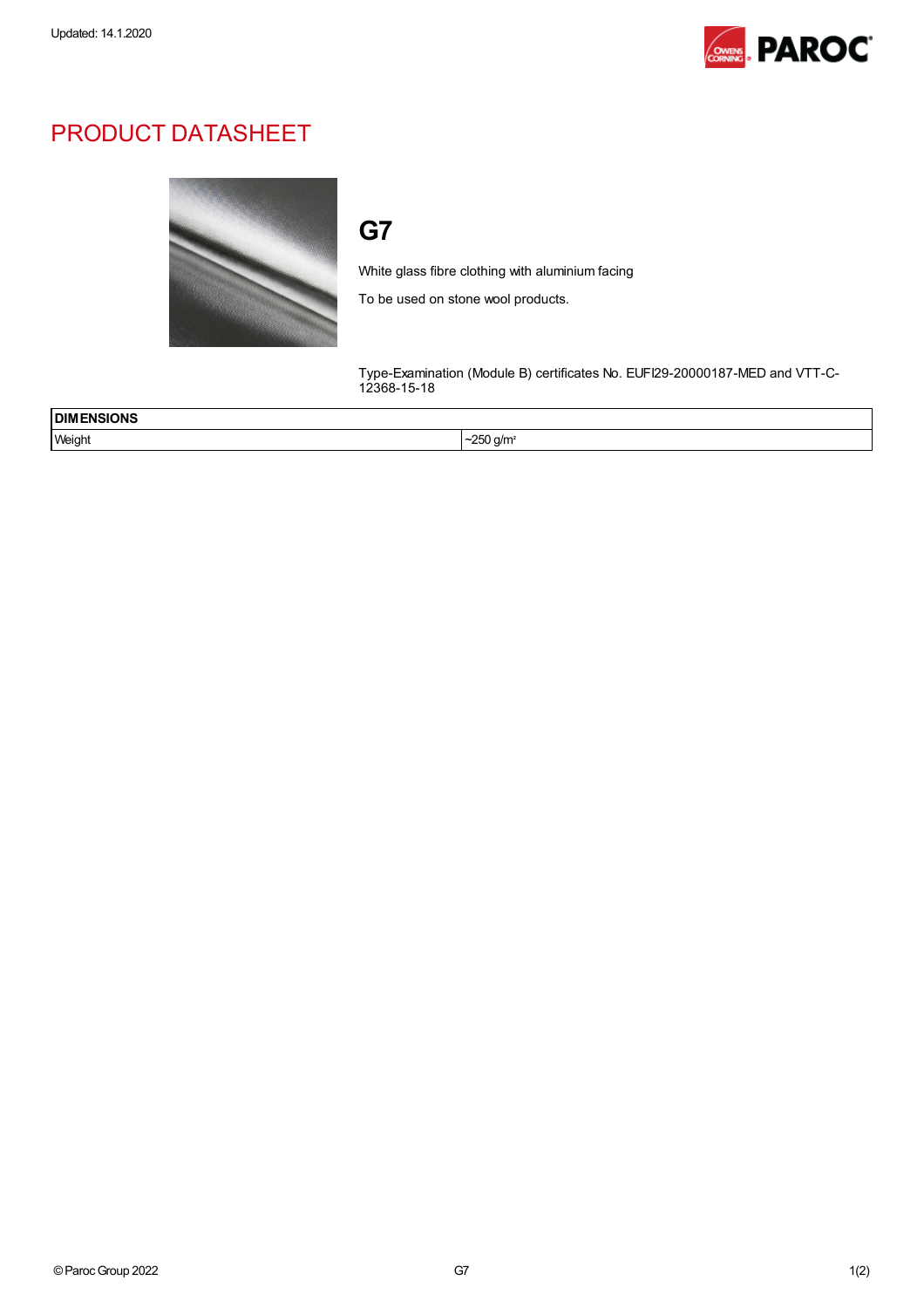Updated: 14.1.2020

# PRODUCT DATASHEET

## G7

White glass fibre clothing with aluminium facing

To be used on stone wool products.

Type-Examination (Module B) certificates No. EUFI29-20000187-MED and VTT-C-12368-15-18

| DIMENSIONS | |
|---|---|
| Weight | ~250 g/m² |

© Paroc Group 2022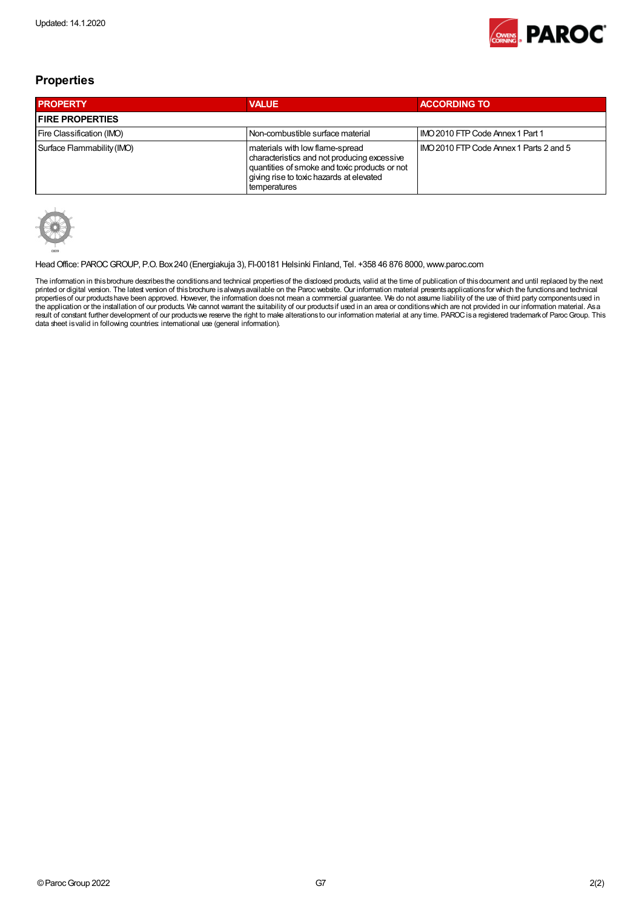Updated: 14.1.2020

## Properties

| PROPERTY | VALUE | ACCORDING TO |
| --- | --- | --- |
| **FIRE PROPERTIES** | | |
| Fire Classification (IMO) | Non-combustible surface material | IMO 2010 FTP Code Annex 1 Part 1 |
| Surface Flammability (IMO) | materials with low flame-spread characteristics and not producing excessive quantities of smoke and toxic products or not giving rise to toxic hazards at elevated temperatures | IMO 2010 FTP Code Annex 1 Parts 2 and 5 |

0809

Head Office: PAROC GROUP, P.O. Box 240 (Energiakuja 3), FI-00181 Helsinki Finland, Tel. +358 46 876 8000, www.paroc.com

The information in this brochure describes the conditions and technical properties of the disclosed products, valid at the time of publication of this document and until replaced by the next printed or digital version. The latest version of this brochure is always available on the Paroc website. Our information material presents applications for which the functions and technical properties of our products have been approved. However, the information does not mean a commercial guarantee. We do not assume liability of the use of third party components used in the application or the installation of our products. We cannot warrant the suitability of our products if used in an area or conditions which are not provided in our information material. As a result of constant further development of our products we reserve the right to make alterations to our information material at any time. PAROC is a registered trademark of Paroc Group. This data sheet is valid in following countries: international use (general information).

© Paroc Group 2022

G7